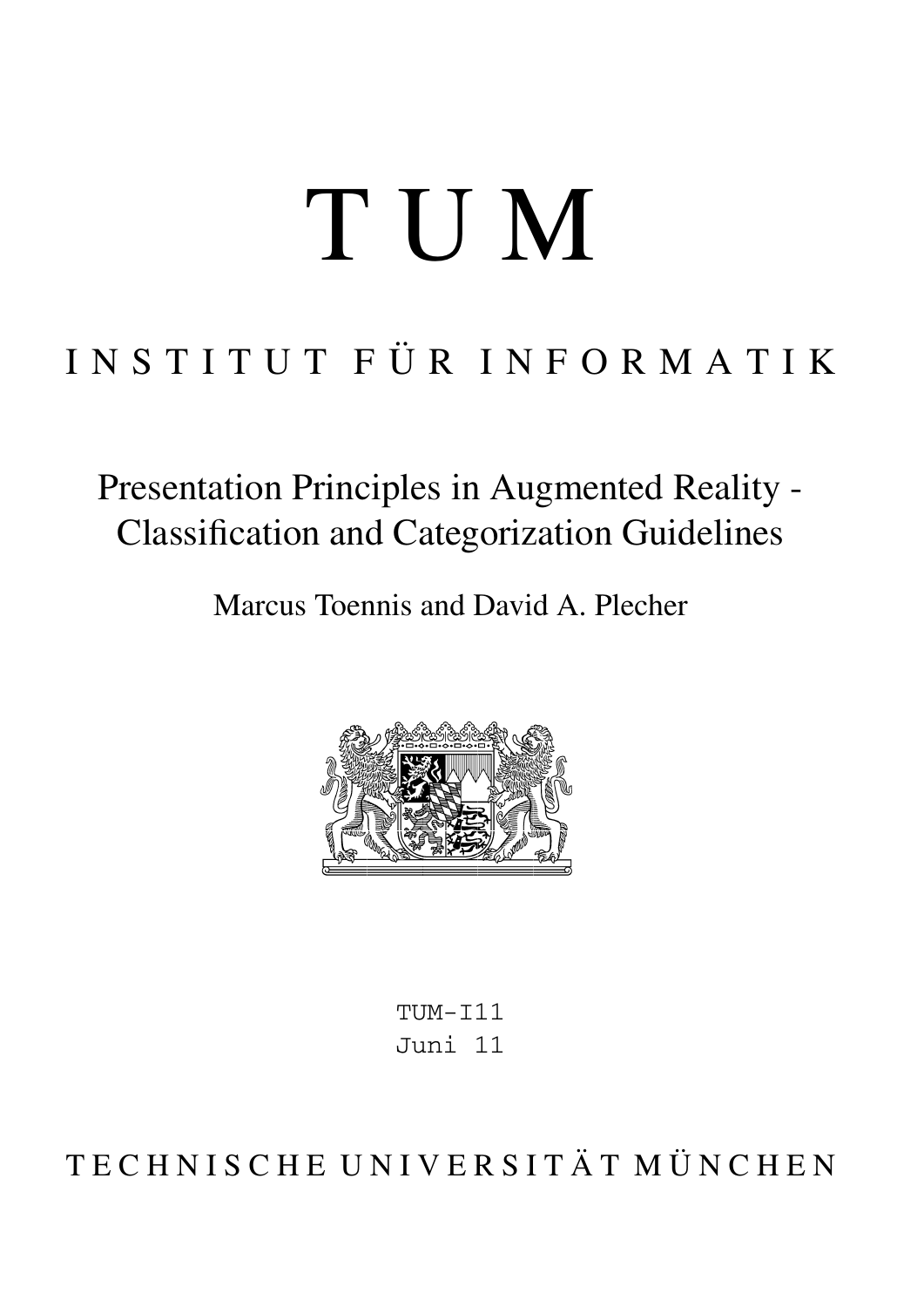# T U M

## I N S T I T U T F Ü R I N F O R M A T I K

## Presentation Principles in Augmented Reality - Classification and Categorization Guidelines

Marcus Toennis and David A. Plecher

TUM-I11
Juni 11

T E C H N I S C H E U N I V E R S I T Ä T M Ü N C H E N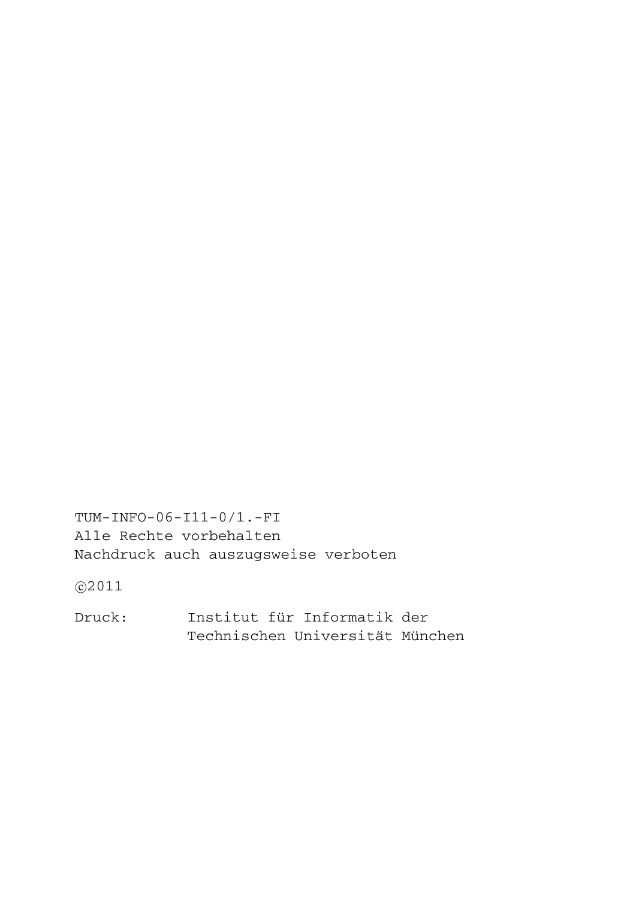TUM-INFO-06-I11-0/1.-FI
Alle Rechte vorbehalten
Nachdruck auch auszugsweise verboten

©2011

Druck: Institut für Informatik der
Technischen Universität München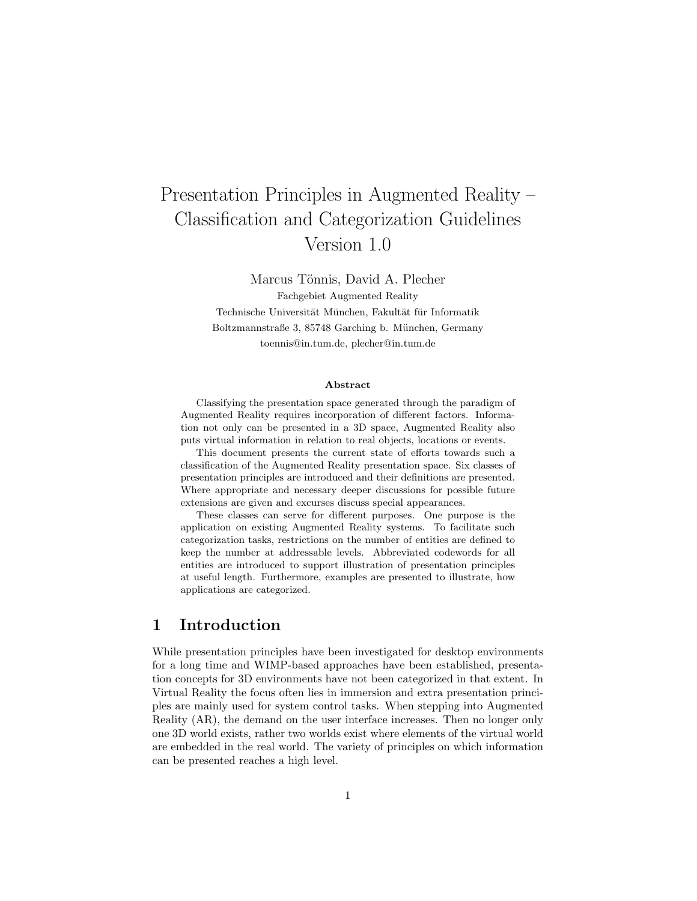# Presentation Principles in Augmented Reality – Classification and Categorization Guidelines Version 1.0

Marcus Tönnis, David A. Plecher

Fachgebiet Augmented Reality

Technische Universität München, Fakultät für Informatik

Boltzmannstraße 3, 85748 Garching b. München, Germany

toennis@in.tum.de, plecher@in.tum.de

### Abstract

Classifying the presentation space generated through the paradigm of Augmented Reality requires incorporation of different factors. Information not only can be presented in a 3D space, Augmented Reality also puts virtual information in relation to real objects, locations or events.

This document presents the current state of efforts towards such a classification of the Augmented Reality presentation space. Six classes of presentation principles are introduced and their definitions are presented. Where appropriate and necessary deeper discussions for possible future extensions are given and excurses discuss special appearances.

These classes can serve for different purposes. One purpose is the application on existing Augmented Reality systems. To facilitate such categorization tasks, restrictions on the number of entities are defined to keep the number at addressable levels. Abbreviated codewords for all entities are introduced to support illustration of presentation principles at useful length. Furthermore, examples are presented to illustrate, how applications are categorized.

## 1 Introduction

While presentation principles have been investigated for desktop environments for a long time and WIMP-based approaches have been established, presentation concepts for 3D environments have not been categorized in that extent. In Virtual Reality the focus often lies in immersion and extra presentation principles are mainly used for system control tasks. When stepping into Augmented Reality (AR), the demand on the user interface increases. Then no longer only one 3D world exists, rather two worlds exist where elements of the virtual world are embedded in the real world. The variety of principles on which information can be presented reaches a high level.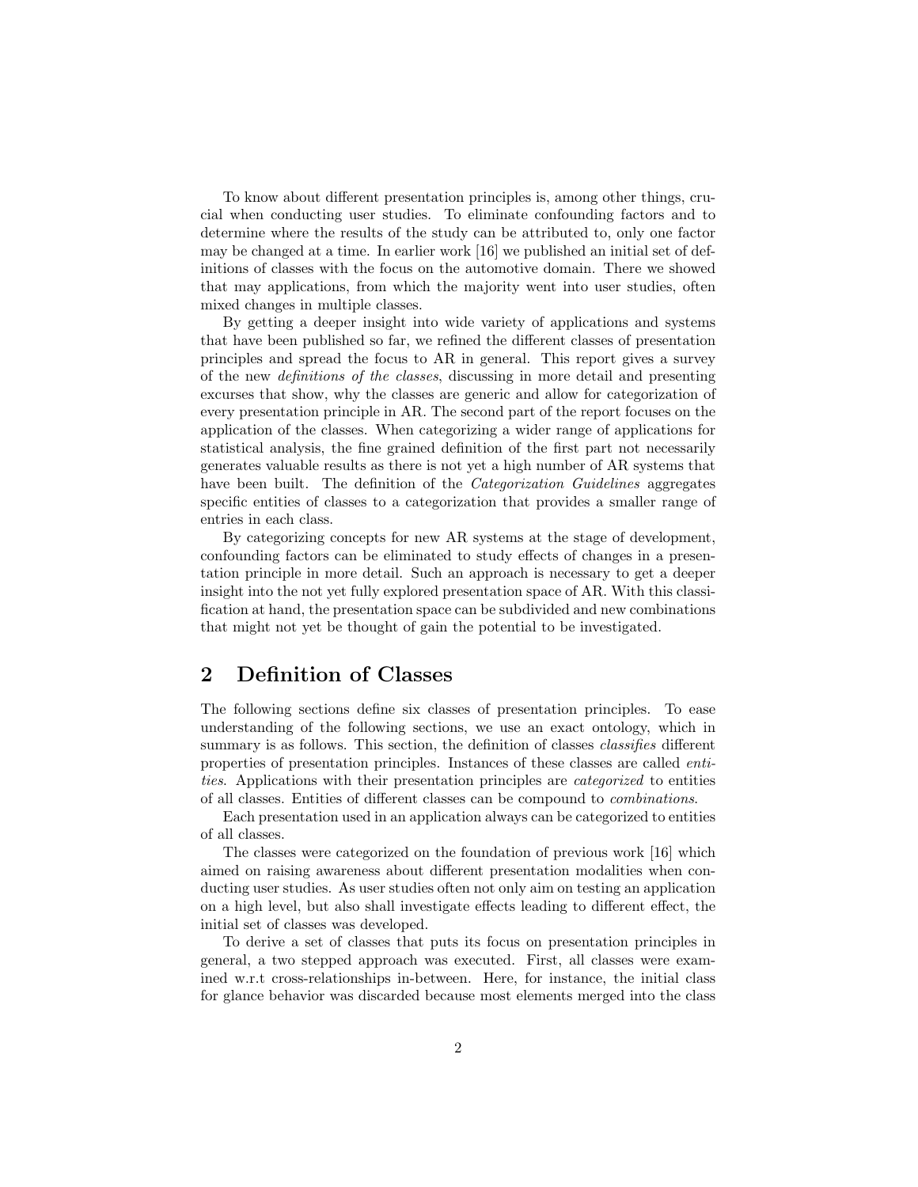To know about different presentation principles is, among other things, crucial when conducting user studies. To eliminate confounding factors and to determine where the results of the study can be attributed to, only one factor may be changed at a time. In earlier work [16] we published an initial set of definitions of classes with the focus on the automotive domain. There we showed that may applications, from which the majority went into user studies, often mixed changes in multiple classes.

By getting a deeper insight into wide variety of applications and systems that have been published so far, we refined the different classes of presentation principles and spread the focus to AR in general. This report gives a survey of the new *definitions of the classes*, discussing in more detail and presenting excurses that show, why the classes are generic and allow for categorization of every presentation principle in AR. The second part of the report focuses on the application of the classes. When categorizing a wider range of applications for statistical analysis, the fine grained definition of the first part not necessarily generates valuable results as there is not yet a high number of AR systems that have been built. The definition of the *Categorization Guidelines* aggregates specific entities of classes to a categorization that provides a smaller range of entries in each class.

By categorizing concepts for new AR systems at the stage of development, confounding factors can be eliminated to study effects of changes in a presentation principle in more detail. Such an approach is necessary to get a deeper insight into the not yet fully explored presentation space of AR. With this classification at hand, the presentation space can be subdivided and new combinations that might not yet be thought of gain the potential to be investigated.

## 2 Definition of Classes

The following sections define six classes of presentation principles. To ease understanding of the following sections, we use an exact ontology, which in summary is as follows. This section, the definition of classes *classifies* different properties of presentation principles. Instances of these classes are called *entities*. Applications with their presentation principles are *categorized* to entities of all classes. Entities of different classes can be compound to *combinations*.

Each presentation used in an application always can be categorized to entities of all classes.

The classes were categorized on the foundation of previous work [16] which aimed on raising awareness about different presentation modalities when conducting user studies. As user studies often not only aim on testing an application on a high level, but also shall investigate effects leading to different effect, the initial set of classes was developed.

To derive a set of classes that puts its focus on presentation principles in general, a two stepped approach was executed. First, all classes were examined w.r.t cross-relationships in-between. Here, for instance, the initial class for glance behavior was discarded because most elements merged into the class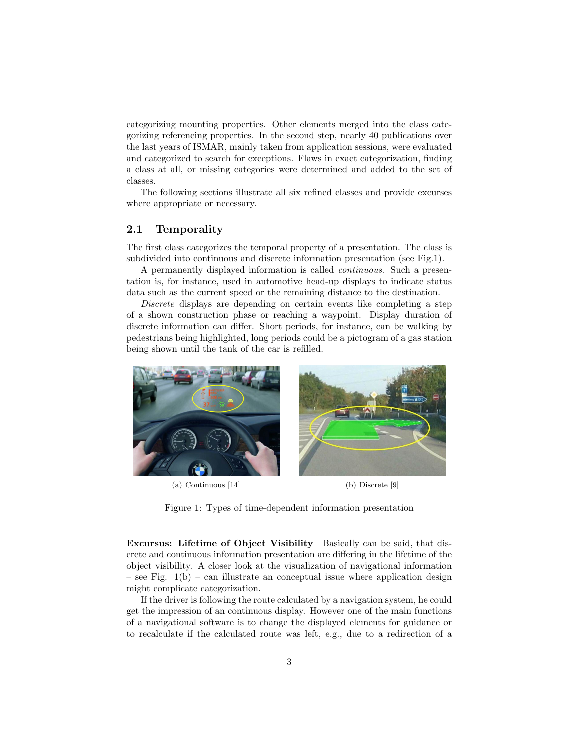categorizing mounting properties. Other elements merged into the class categorizing referencing properties. In the second step, nearly 40 publications over the last years of ISMAR, mainly taken from application sessions, were evaluated and categorized to search for exceptions. Flaws in exact categorization, finding a class at all, or missing categories were determined and added to the set of classes.

The following sections illustrate all six refined classes and provide excurses where appropriate or necessary.

## 2.1 Temporality

The first class categorizes the temporal property of a presentation. The class is subdivided into continuous and discrete information presentation (see Fig.1).

A permanently displayed information is called *continuous*. Such a presentation is, for instance, used in automotive head-up displays to indicate status data such as the current speed or the remaining distance to the destination.

*Discrete* displays are depending on certain events like completing a step of a shown construction phase or reaching a waypoint. Display duration of discrete information can differ. Short periods, for instance, can be walking by pedestrians being highlighted, long periods could be a pictogram of a gas station being shown until the tank of the car is refilled.

(a) Continuous [14]

(b) Discrete [9]

Figure 1: Types of time-dependent information presentation

**Excursus: Lifetime of Object Visibility** Basically can be said, that discrete and continuous information presentation are differing in the lifetime of the object visibility. A closer look at the visualization of navigational information – see Fig. 1(b) – can illustrate an conceptual issue where application design might complicate categorization.

If the driver is following the route calculated by a navigation system, he could get the impression of an continuous display. However one of the main functions of a navigational software is to change the displayed elements for guidance or to recalculate if the calculated route was left, e.g., due to a redirection of a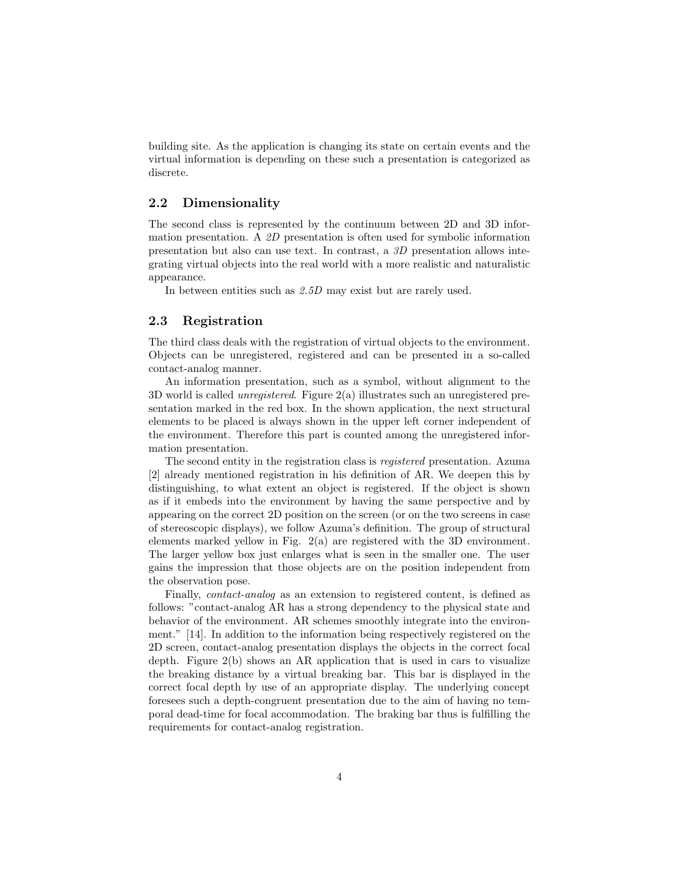building site. As the application is changing its state on certain events and the virtual information is depending on these such a presentation is categorized as discrete.

## 2.2 Dimensionality

The second class is represented by the continuum between 2D and 3D information presentation. A *2D* presentation is often used for symbolic information presentation but also can use text. In contrast, a *3D* presentation allows integrating virtual objects into the real world with a more realistic and naturalistic appearance.

In between entities such as *2.5D* may exist but are rarely used.

## 2.3 Registration

The third class deals with the registration of virtual objects to the environment. Objects can be unregistered, registered and can be presented in a so-called contact-analog manner.

An information presentation, such as a symbol, without alignment to the 3D world is called *unregistered*. Figure 2(a) illustrates such an unregistered presentation marked in the red box. In the shown application, the next structural elements to be placed is always shown in the upper left corner independent of the environment. Therefore this part is counted among the unregistered information presentation.

The second entity in the registration class is *registered* presentation. Azuma [2] already mentioned registration in his definition of AR. We deepen this by distinguishing, to what extent an object is registered. If the object is shown as if it embeds into the environment by having the same perspective and by appearing on the correct 2D position on the screen (or on the two screens in case of stereoscopic displays), we follow Azuma's definition. The group of structural elements marked yellow in Fig. 2(a) are registered with the 3D environment. The larger yellow box just enlarges what is seen in the smaller one. The user gains the impression that those objects are on the position independent from the observation pose.

Finally, *contact-analog* as an extension to registered content, is defined as follows: "contact-analog AR has a strong dependency to the physical state and behavior of the environment. AR schemes smoothly integrate into the environment." [14]. In addition to the information being respectively registered on the 2D screen, contact-analog presentation displays the objects in the correct focal depth. Figure 2(b) shows an AR application that is used in cars to visualize the breaking distance by a virtual breaking bar. This bar is displayed in the correct focal depth by use of an appropriate display. The underlying concept foresees such a depth-congruent presentation due to the aim of having no temporal dead-time for focal accommodation. The braking bar thus is fulfilling the requirements for contact-analog registration.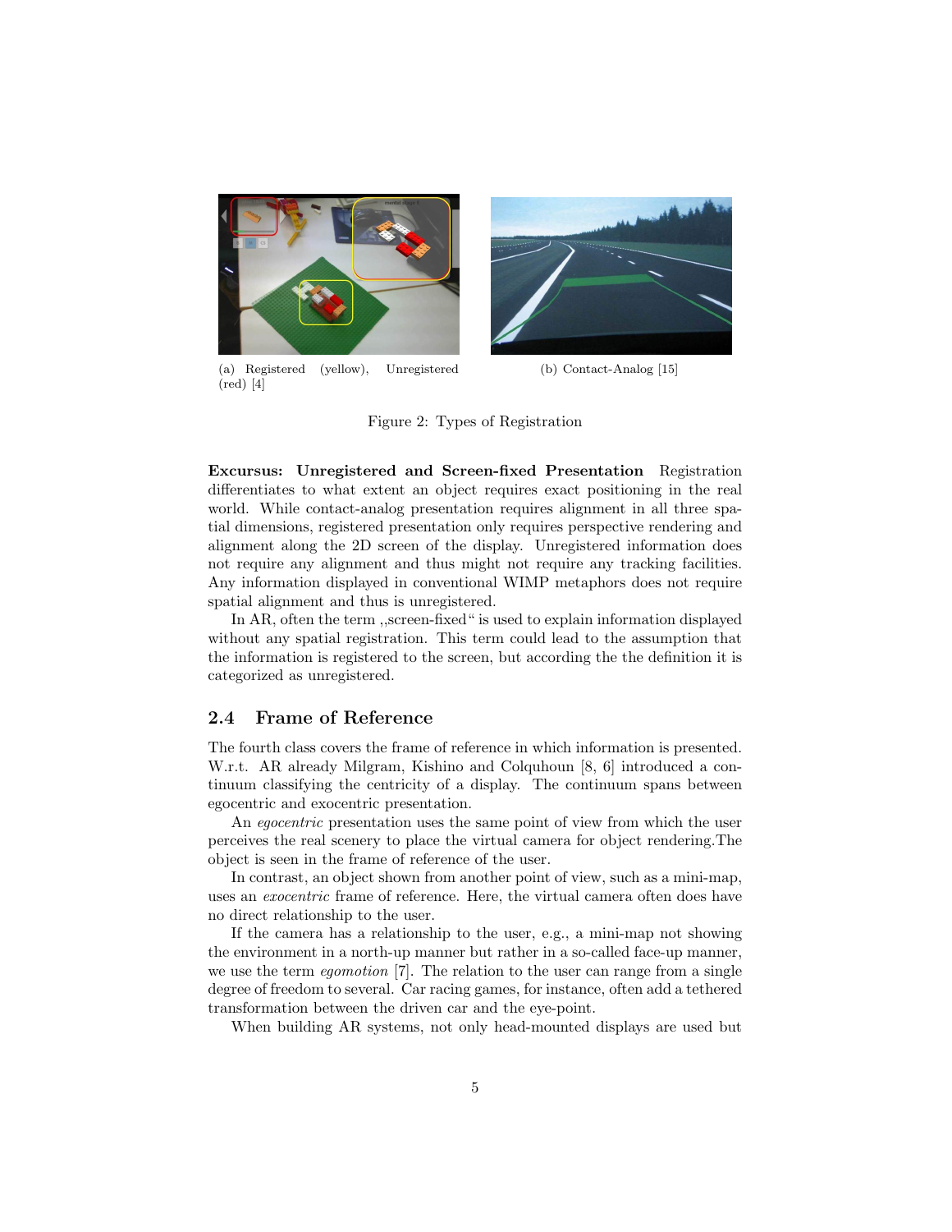(a) Registered (yellow), Unregistered (red) [4]

(b) Contact-Analog [15]

Figure 2: Types of Registration

**Excursus: Unregistered and Screen-fixed Presentation** Registration differentiates to what extent an object requires exact positioning in the real world. While contact-analog presentation requires alignment in all three spatial dimensions, registered presentation only requires perspective rendering and alignment along the 2D screen of the display. Unregistered information does not require any alignment and thus might not require any tracking facilities. Any information displayed in conventional WIMP metaphors does not require spatial alignment and thus is unregistered.

In AR, often the term ,,screen-fixed" is used to explain information displayed without any spatial registration. This term could lead to the assumption that the information is registered to the screen, but according the the definition it is categorized as unregistered.

## 2.4 Frame of Reference

The fourth class covers the frame of reference in which information is presented. W.r.t. AR already Milgram, Kishino and Colquhoun [8, 6] introduced a continuum classifying the centricity of a display. The continuum spans between egocentric and exocentric presentation.

An *egocentric* presentation uses the same point of view from which the user perceives the real scenery to place the virtual camera for object rendering.The object is seen in the frame of reference of the user.

In contrast, an object shown from another point of view, such as a mini-map, uses an *exocentric* frame of reference. Here, the virtual camera often does have no direct relationship to the user.

If the camera has a relationship to the user, e.g., a mini-map not showing the environment in a north-up manner but rather in a so-called face-up manner, we use the term *egomotion* [7]. The relation to the user can range from a single degree of freedom to several. Car racing games, for instance, often add a tethered transformation between the driven car and the eye-point.

When building AR systems, not only head-mounted displays are used but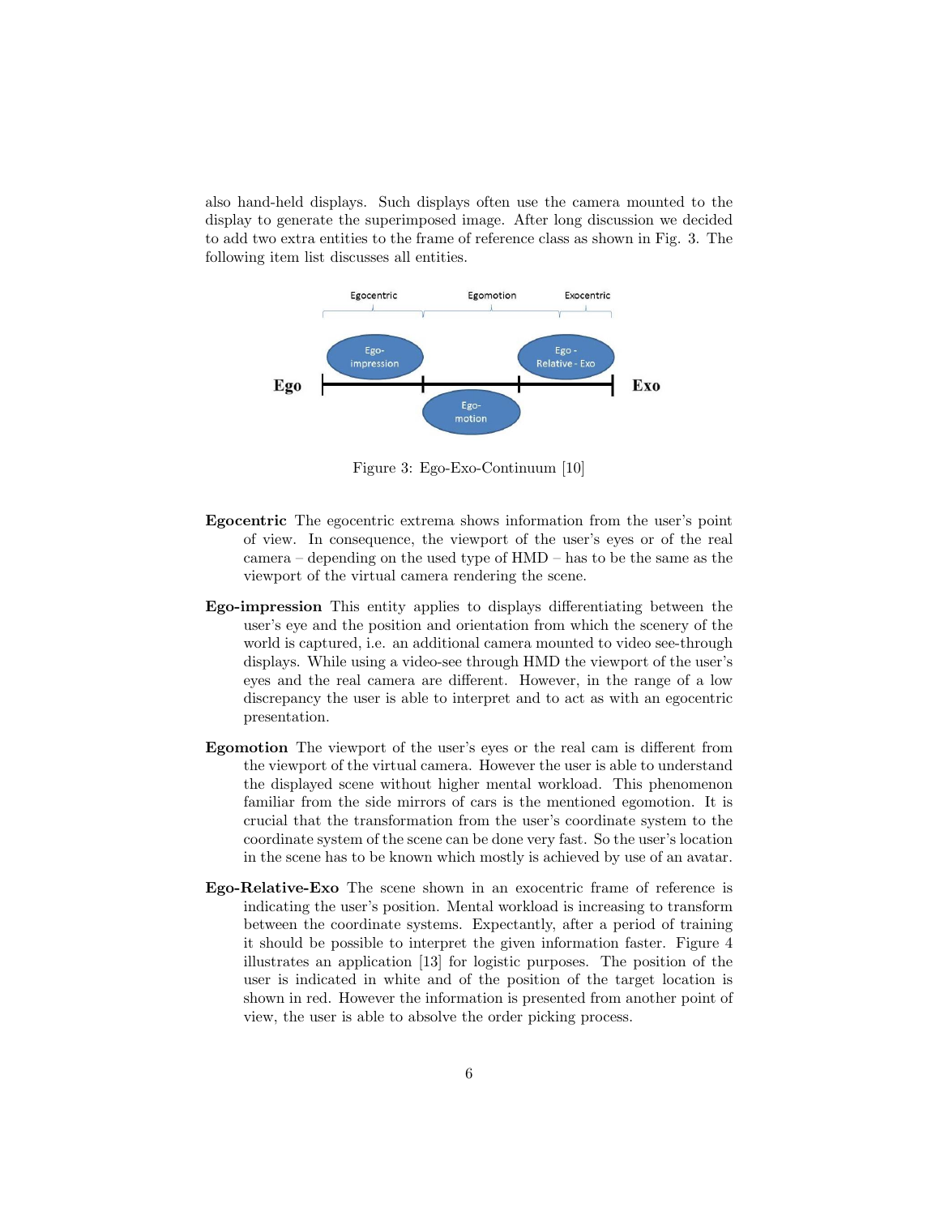also hand-held displays. Such displays often use the camera mounted to the display to generate the superimposed image. After long discussion we decided to add two extra entities to the frame of reference class as shown in Fig. 3. The following item list discusses all entities.

Figure 3: Ego-Exo-Continuum [10]

**Egocentric** The egocentric extrema shows information from the user's point of view. In consequence, the viewport of the user's eyes or of the real camera – depending on the used type of HMD – has to be the same as the viewport of the virtual camera rendering the scene.

**Ego-impression** This entity applies to displays differentiating between the user's eye and the position and orientation from which the scenery of the world is captured, i.e. an additional camera mounted to video see-through displays. While using a video-see through HMD the viewport of the user's eyes and the real camera are different. However, in the range of a low discrepancy the user is able to interpret and to act as with an egocentric presentation.

**Egomotion** The viewport of the user's eyes or the real cam is different from the viewport of the virtual camera. However the user is able to understand the displayed scene without higher mental workload. This phenomenon familiar from the side mirrors of cars is the mentioned egomotion. It is crucial that the transformation from the user's coordinate system to the coordinate system of the scene can be done very fast. So the user's location in the scene has to be known which mostly is achieved by use of an avatar.

**Ego-Relative-Exo** The scene shown in an exocentric frame of reference is indicating the user's position. Mental workload is increasing to transform between the coordinate systems. Expectantly, after a period of training it should be possible to interpret the given information faster. Figure 4 illustrates an application [13] for logistic purposes. The position of the user is indicated in white and of the position of the target location is shown in red. However the information is presented from another point of view, the user is able to absolve the order picking process.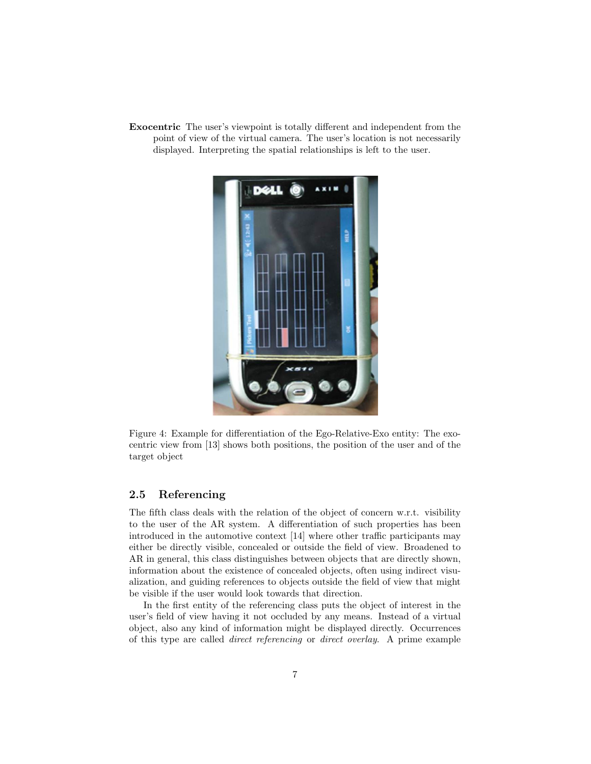**Exocentric** The user's viewpoint is totally different and independent from the point of view of the virtual camera. The user's location is not necessarily displayed. Interpreting the spatial relationships is left to the user.

Figure 4: Example for differentiation of the Ego-Relative-Exo entity: The exocentric view from [13] shows both positions, the position of the user and of the target object

## 2.5 Referencing

The fifth class deals with the relation of the object of concern w.r.t. visibility to the user of the AR system. A differentiation of such properties has been introduced in the automotive context [14] where other traffic participants may either be directly visible, concealed or outside the field of view. Broadened to AR in general, this class distinguishes between objects that are directly shown, information about the existence of concealed objects, often using indirect visualization, and guiding references to objects outside the field of view that might be visible if the user would look towards that direction.

In the first entity of the referencing class puts the object of interest in the user's field of view having it not occluded by any means. Instead of a virtual object, also any kind of information might be displayed directly. Occurrences of this type are called *direct referencing* or *direct overlay*. A prime example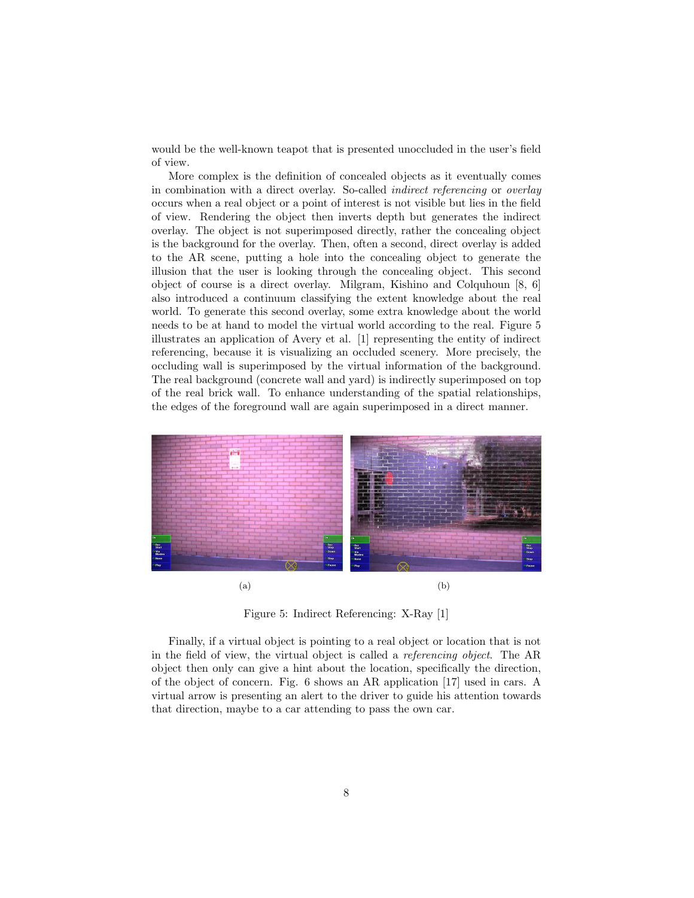would be the well-known teapot that is presented unoccluded in the user's field of view.

More complex is the definition of concealed objects as it eventually comes in combination with a direct overlay. So-called *indirect referencing* or *overlay* occurs when a real object or a point of interest is not visible but lies in the field of view. Rendering the object then inverts depth but generates the indirect overlay. The object is not superimposed directly, rather the concealing object is the background for the overlay. Then, often a second, direct overlay is added to the AR scene, putting a hole into the concealing object to generate the illusion that the user is looking through the concealing object. This second object of course is a direct overlay. Milgram, Kishino and Colquhoun [8, 6] also introduced a continuum classifying the extent knowledge about the real world. To generate this second overlay, some extra knowledge about the world needs to be at hand to model the virtual world according to the real. Figure 5 illustrates an application of Avery et al. [1] representing the entity of indirect referencing, because it is visualizing an occluded scenery. More precisely, the occluding wall is superimposed by the virtual information of the background. The real background (concrete wall and yard) is indirectly superimposed on top of the real brick wall. To enhance understanding of the spatial relationships, the edges of the foreground wall are again superimposed in a direct manner.

(a) (b)

Figure 5: Indirect Referencing: X-Ray [1]

Finally, if a virtual object is pointing to a real object or location that is not in the field of view, the virtual object is called a *referencing object*. The AR object then only can give a hint about the location, specifically the direction, of the object of concern. Fig. 6 shows an AR application [17] used in cars. A virtual arrow is presenting an alert to the driver to guide his attention towards that direction, maybe to a car attending to pass the own car.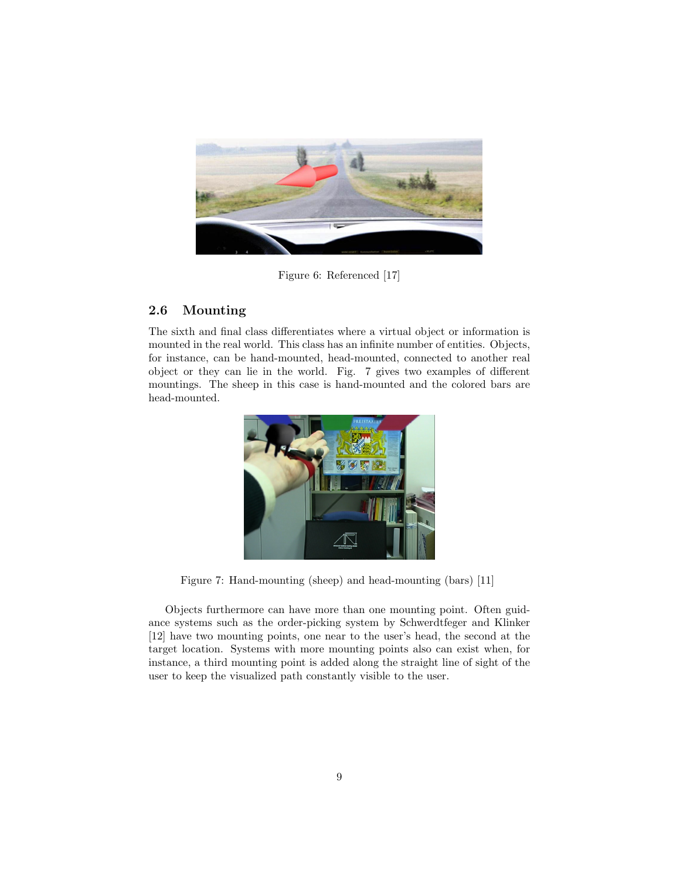Figure 6: Referenced [17]

## 2.6 Mounting

The sixth and final class differentiates where a virtual object or information is mounted in the real world. This class has an infinite number of entities. Objects, for instance, can be hand-mounted, head-mounted, connected to another real object or they can lie in the world. Fig. 7 gives two examples of different mountings. The sheep in this case is hand-mounted and the colored bars are head-mounted.

Figure 7: Hand-mounting (sheep) and head-mounting (bars) [11]

Objects furthermore can have more than one mounting point. Often guidance systems such as the order-picking system by Schwerdtfeger and Klinker [12] have two mounting points, one near to the user's head, the second at the target location. Systems with more mounting points also can exist when, for instance, a third mounting point is added along the straight line of sight of the user to keep the visualized path constantly visible to the user.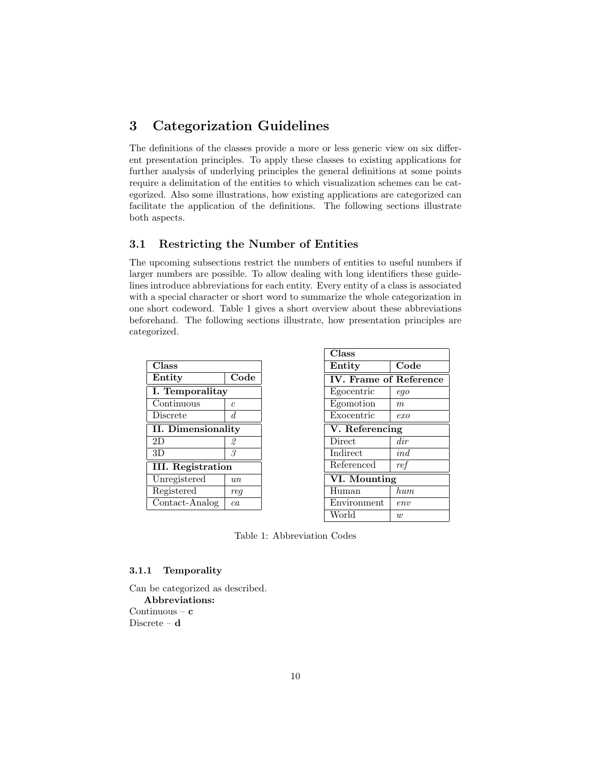# 3 Categorization Guidelines

The definitions of the classes provide a more or less generic view on six different presentation principles. To apply these classes to existing applications for further analysis of underlying principles the general definitions at some points require a delimitation of the entities to which visualization schemes can be categorized. Also some illustrations, how existing applications are categorized can facilitate the application of the definitions. The following sections illustrate both aspects.

## 3.1 Restricting the Number of Entities

The upcoming subsections restrict the numbers of entities to useful numbers if larger numbers are possible. To allow dealing with long identifiers these guidelines introduce abbreviations for each entity. Every entity of a class is associated with a special character or short word to summarize the whole categorization in one short codeword. Table 1 gives a short overview about these abbreviations beforehand. The following sections illustrate, how presentation principles are categorized.

| **Class** | |
|---|---|
| **Entity** | **Code** |
| **I. Temporalitay** | |
| Continuous | *c* |
| Discrete | *d* |
| **II. Dimensionality** | |
| 2D | *2* |
| 3D | *3* |
| **III. Registration** | |
| Unregistered | *un* |
| Registered | *reg* |
| Contact-Analog | *ca* |

| **Class** | |
|---|---|
| **Entity** | **Code** |
| **IV. Frame of Reference** | |
| Egocentric | *ego* |
| Egomotion | *m* |
| Exocentric | *exo* |
| **V. Referencing** | |
| Direct | *dir* |
| Indirect | *ind* |
| Referenced | *ref* |
| **VI. Mounting** | |
| Human | *hum* |
| Environment | *env* |
| World | *w* |

Table 1: Abbreviation Codes

### 3.1.1 Temporality

Can be categorized as described.

**Abbreviations:**

Continuous – **c**
Discrete – **d**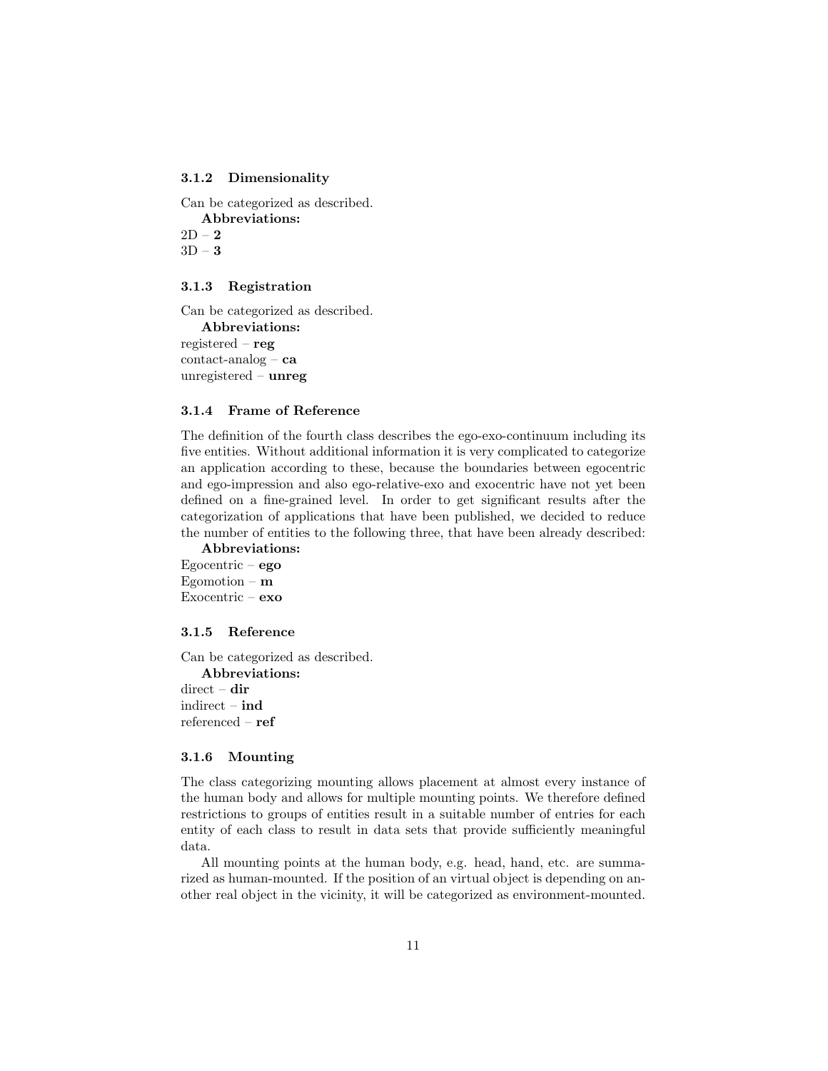### 3.1.2 Dimensionality

Can be categorized as described.

**Abbreviations:**

2D – **2**
3D – **3**

### 3.1.3 Registration

Can be categorized as described.

**Abbreviations:**

registered – **reg**
contact-analog – **ca**
unregistered – **unreg**

### 3.1.4 Frame of Reference

The definition of the fourth class describes the ego-exo-continuum including its five entities. Without additional information it is very complicated to categorize an application according to these, because the boundaries between egocentric and ego-impression and also ego-relative-exo and exocentric have not yet been defined on a fine-grained level. In order to get significant results after the categorization of applications that have been published, we decided to reduce the number of entities to the following three, that have been already described:

**Abbreviations:**

Egocentric – **ego**
Egomotion – **m**
Exocentric – **exo**

### 3.1.5 Reference

Can be categorized as described.

**Abbreviations:**

direct – **dir**
indirect – **ind**
referenced – **ref**

### 3.1.6 Mounting

The class categorizing mounting allows placement at almost every instance of the human body and allows for multiple mounting points. We therefore defined restrictions to groups of entities result in a suitable number of entries for each entity of each class to result in data sets that provide sufficiently meaningful data.

All mounting points at the human body, e.g. head, hand, etc. are summarized as human-mounted. If the position of an virtual object is depending on another real object in the vicinity, it will be categorized as environment-mounted.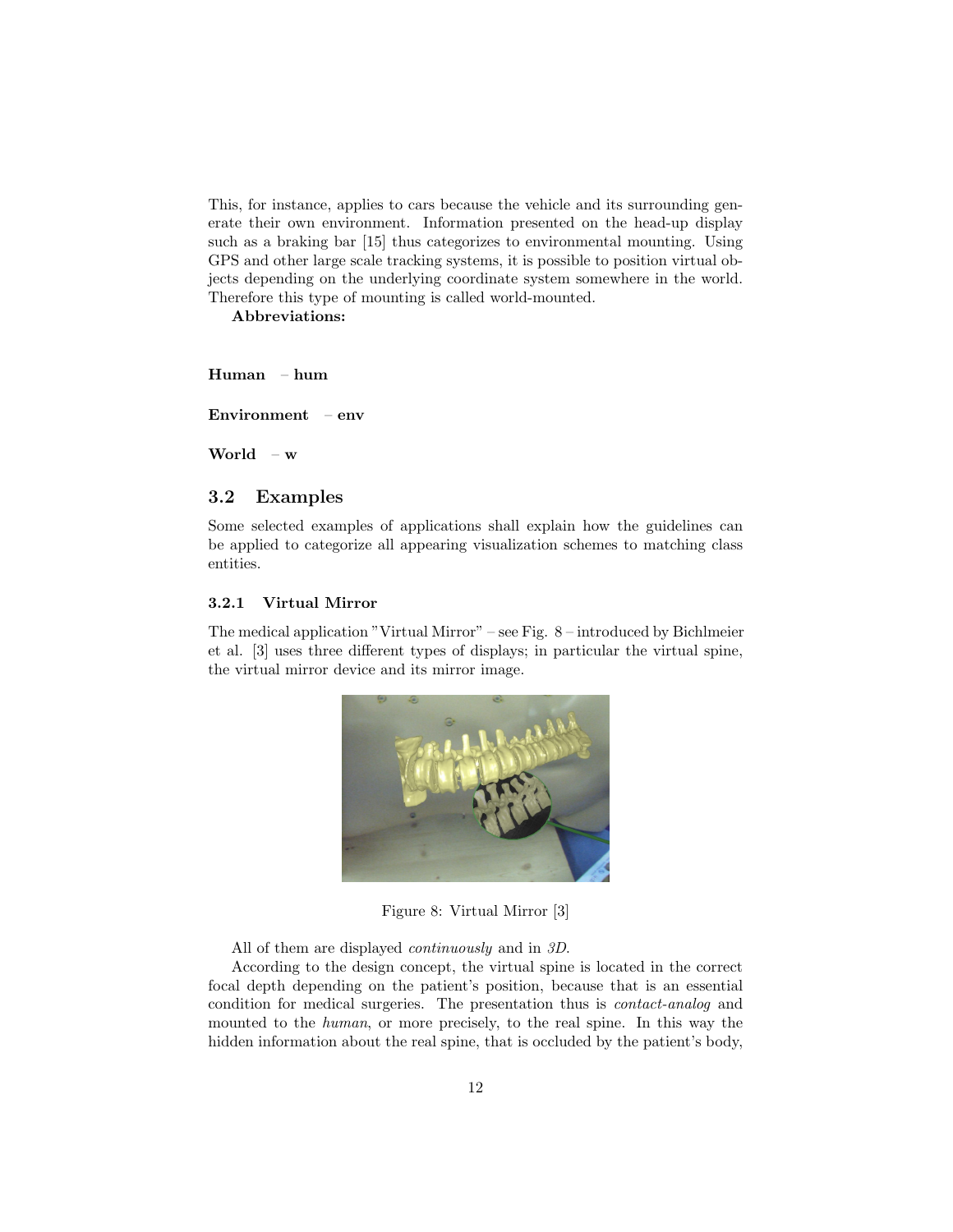This, for instance, applies to cars because the vehicle and its surrounding generate their own environment. Information presented on the head-up display such as a braking bar [15] thus categorizes to environmental mounting. Using GPS and other large scale tracking systems, it is possible to position virtual objects depending on the underlying coordinate system somewhere in the world. Therefore this type of mounting is called world-mounted.

**Abbreviations:**

**Human – hum**

**Environment – env**

**World – w**

## 3.2 Examples

Some selected examples of applications shall explain how the guidelines can be applied to categorize all appearing visualization schemes to matching class entities.

### 3.2.1 Virtual Mirror

The medical application "Virtual Mirror" – see Fig. 8 – introduced by Bichlmeier et al. [3] uses three different types of displays; in particular the virtual spine, the virtual mirror device and its mirror image.

Figure 8: Virtual Mirror [3]

All of them are displayed *continuously* and in *3D*.

According to the design concept, the virtual spine is located in the correct focal depth depending on the patient's position, because that is an essential condition for medical surgeries. The presentation thus is *contact-analog* and mounted to the *human*, or more precisely, to the real spine. In this way the hidden information about the real spine, that is occluded by the patient's body,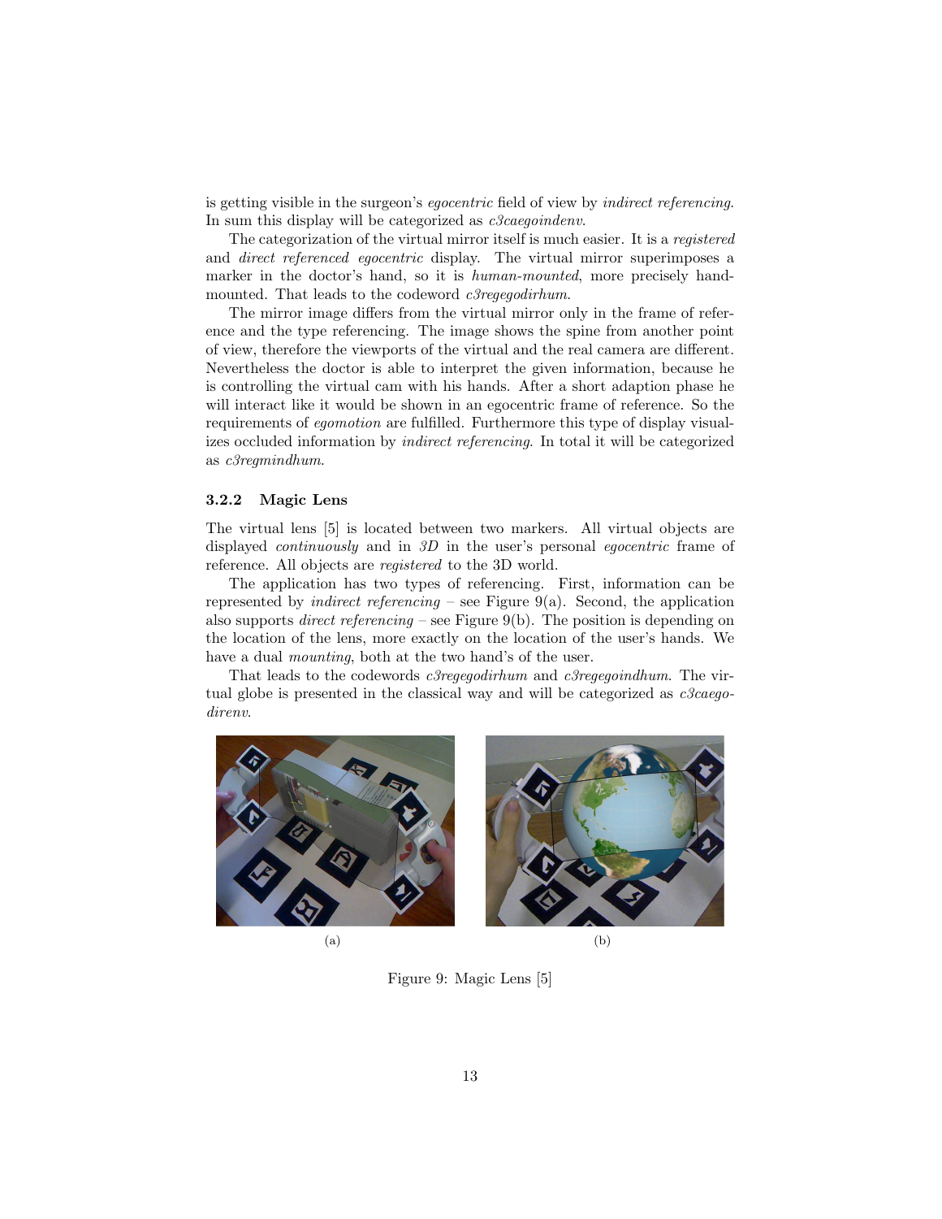is getting visible in the surgeon's *egocentric* field of view by *indirect referencing*. In sum this display will be categorized as *c3caegoindenv*.

The categorization of the virtual mirror itself is much easier. It is a *registered* and *direct referenced egocentric* display. The virtual mirror superimposes a marker in the doctor's hand, so it is *human-mounted*, more precisely hand-mounted. That leads to the codeword *c3regegodirhum*.

The mirror image differs from the virtual mirror only in the frame of reference and the type referencing. The image shows the spine from another point of view, therefore the viewports of the virtual and the real camera are different. Nevertheless the doctor is able to interpret the given information, because he is controlling the virtual cam with his hands. After a short adaption phase he will interact like it would be shown in an egocentric frame of reference. So the requirements of *egomotion* are fulfilled. Furthermore this type of display visualizes occluded information by *indirect referencing*. In total it will be categorized as *c3regmindhum*.

### 3.2.2 Magic Lens

The virtual lens [5] is located between two markers. All virtual objects are displayed *continuously* and in *3D* in the user's personal *egocentric* frame of reference. All objects are *registered* to the 3D world.

The application has two types of referencing. First, information can be represented by *indirect referencing* – see Figure 9(a). Second, the application also supports *direct referencing* – see Figure 9(b). The position is depending on the location of the lens, more exactly on the location of the user's hands. We have a dual *mounting*, both at the two hand's of the user.

That leads to the codewords *c3regegodirhum* and *c3regegoindhum*. The virtual globe is presented in the classical way and will be categorized as *c3caegodirenv*.

(a)

(b)

Figure 9: Magic Lens [5]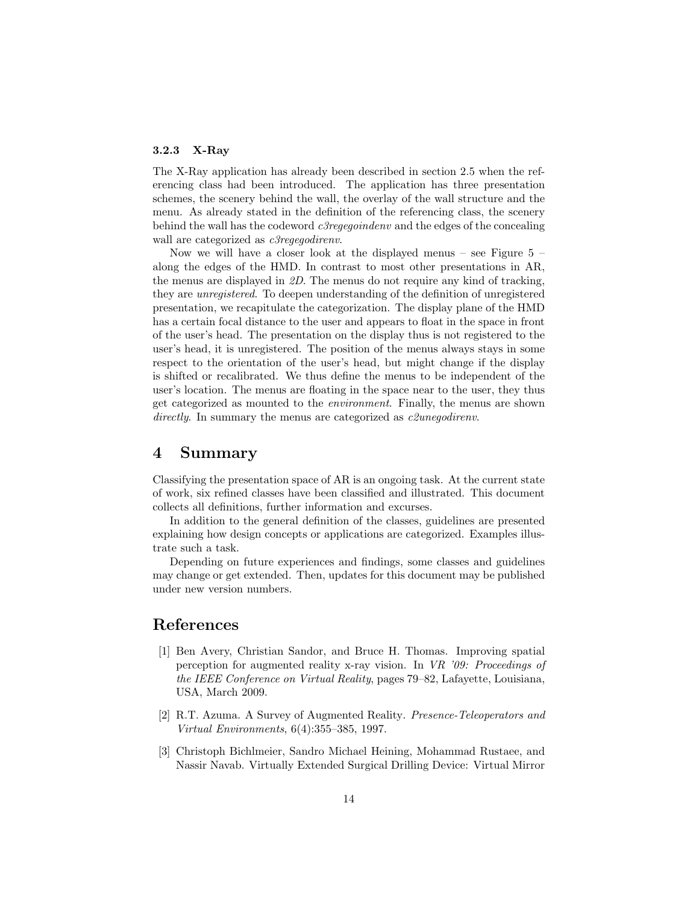#### 3.2.3 X-Ray

The X-Ray application has already been described in section 2.5 when the referencing class had been introduced. The application has three presentation schemes, the scenery behind the wall, the overlay of the wall structure and the menu. As already stated in the definition of the referencing class, the scenery behind the wall has the codeword *c3regegoindenv* and the edges of the concealing wall are categorized as *c3regegodirenv*.

Now we will have a closer look at the displayed menus – see Figure 5 – along the edges of the HMD. In contrast to most other presentations in AR, the menus are displayed in *2D*. The menus do not require any kind of tracking, they are *unregistered*. To deepen understanding of the definition of unregistered presentation, we recapitulate the categorization. The display plane of the HMD has a certain focal distance to the user and appears to float in the space in front of the user's head. The presentation on the display thus is not registered to the user's head, it is unregistered. The position of the menus always stays in some respect to the orientation of the user's head, but might change if the display is shifted or recalibrated. We thus define the menus to be independent of the user's location. The menus are floating in the space near to the user, they thus get categorized as mounted to the *environment*. Finally, the menus are shown *directly*. In summary the menus are categorized as *c2unegodirenv*.

# 4 Summary

Classifying the presentation space of AR is an ongoing task. At the current state of work, six refined classes have been classified and illustrated. This document collects all definitions, further information and excurses.

In addition to the general definition of the classes, guidelines are presented explaining how design concepts or applications are categorized. Examples illustrate such a task.

Depending on future experiences and findings, some classes and guidelines may change or get extended. Then, updates for this document may be published under new version numbers.

# References

[1] Ben Avery, Christian Sandor, and Bruce H. Thomas. Improving spatial perception for augmented reality x-ray vision. In *VR '09: Proceedings of the IEEE Conference on Virtual Reality*, pages 79–82, Lafayette, Louisiana, USA, March 2009.

[2] R.T. Azuma. A Survey of Augmented Reality. *Presence-Teleoperators and Virtual Environments*, 6(4):355–385, 1997.

[3] Christoph Bichlmeier, Sandro Michael Heining, Mohammad Rustaee, and Nassir Navab. Virtually Extended Surgical Drilling Device: Virtual Mirror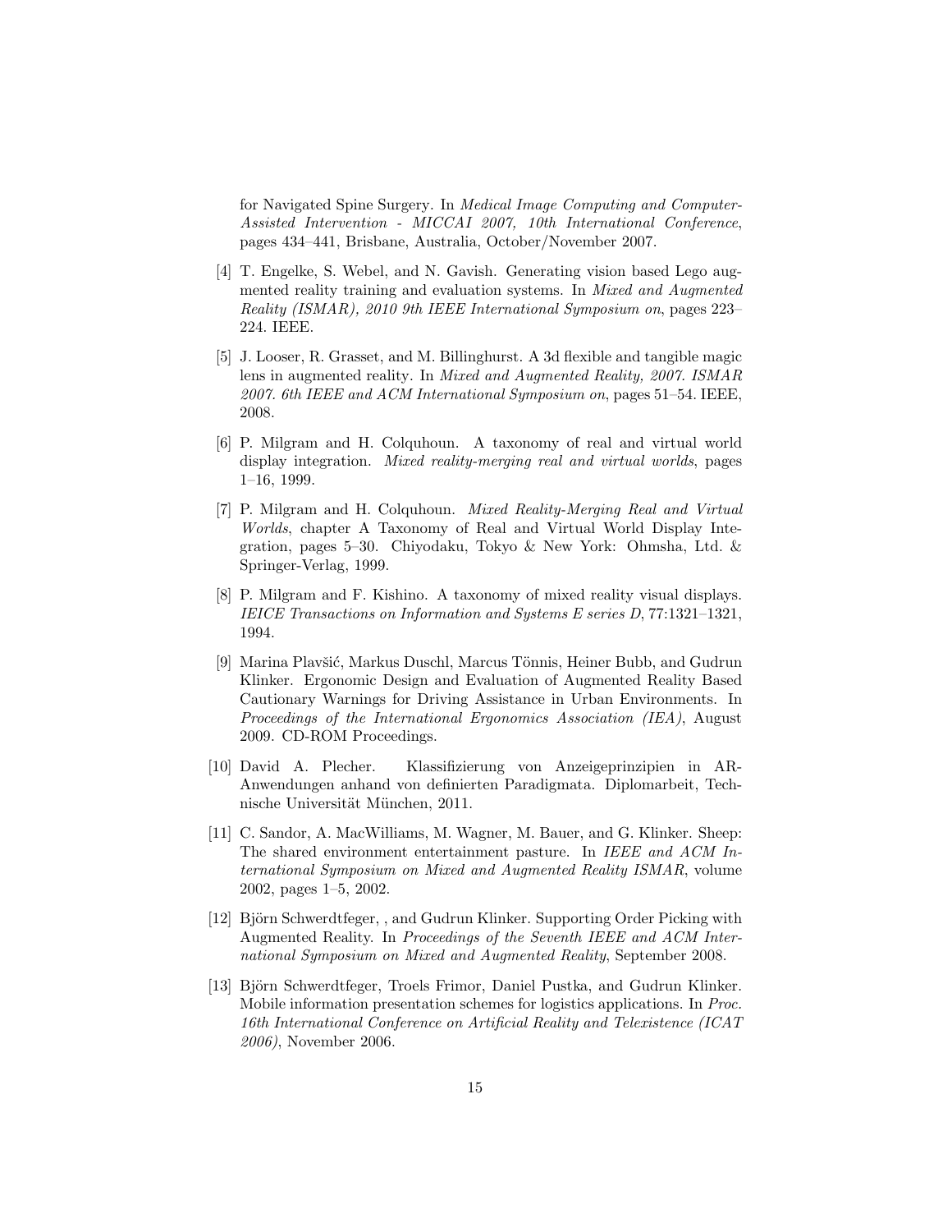for Navigated Spine Surgery. In *Medical Image Computing and Computer-Assisted Intervention - MICCAI 2007, 10th International Conference*, pages 434–441, Brisbane, Australia, October/November 2007.

[4] T. Engelke, S. Webel, and N. Gavish. Generating vision based Lego augmented reality training and evaluation systems. In *Mixed and Augmented Reality (ISMAR), 2010 9th IEEE International Symposium on*, pages 223–224. IEEE.

[5] J. Looser, R. Grasset, and M. Billinghurst. A 3d flexible and tangible magic lens in augmented reality. In *Mixed and Augmented Reality, 2007. ISMAR 2007. 6th IEEE and ACM International Symposium on*, pages 51–54. IEEE, 2008.

[6] P. Milgram and H. Colquhoun. A taxonomy of real and virtual world display integration. *Mixed reality-merging real and virtual worlds*, pages 1–16, 1999.

[7] P. Milgram and H. Colquhoun. *Mixed Reality-Merging Real and Virtual Worlds*, chapter A Taxonomy of Real and Virtual World Display Integration, pages 5–30. Chiyodaku, Tokyo & New York: Ohmsha, Ltd. & Springer-Verlag, 1999.

[8] P. Milgram and F. Kishino. A taxonomy of mixed reality visual displays. *IEICE Transactions on Information and Systems E series D*, 77:1321–1321, 1994.

[9] Marina Plavšić, Markus Duschl, Marcus Tönnis, Heiner Bubb, and Gudrun Klinker. Ergonomic Design and Evaluation of Augmented Reality Based Cautionary Warnings for Driving Assistance in Urban Environments. In *Proceedings of the International Ergonomics Association (IEA)*, August 2009. CD-ROM Proceedings.

[10] David A. Plecher. Klassifizierung von Anzeigeprinzipien in AR-Anwendungen anhand von definierten Paradigmata. Diplomarbeit, Technische Universität München, 2011.

[11] C. Sandor, A. MacWilliams, M. Wagner, M. Bauer, and G. Klinker. Sheep: The shared environment entertainment pasture. In *IEEE and ACM International Symposium on Mixed and Augmented Reality ISMAR*, volume 2002, pages 1–5, 2002.

[12] Björn Schwerdtfeger, , and Gudrun Klinker. Supporting Order Picking with Augmented Reality. In *Proceedings of the Seventh IEEE and ACM International Symposium on Mixed and Augmented Reality*, September 2008.

[13] Björn Schwerdtfeger, Troels Frimor, Daniel Pustka, and Gudrun Klinker. Mobile information presentation schemes for logistics applications. In *Proc. 16th International Conference on Artificial Reality and Telexistence (ICAT 2006)*, November 2006.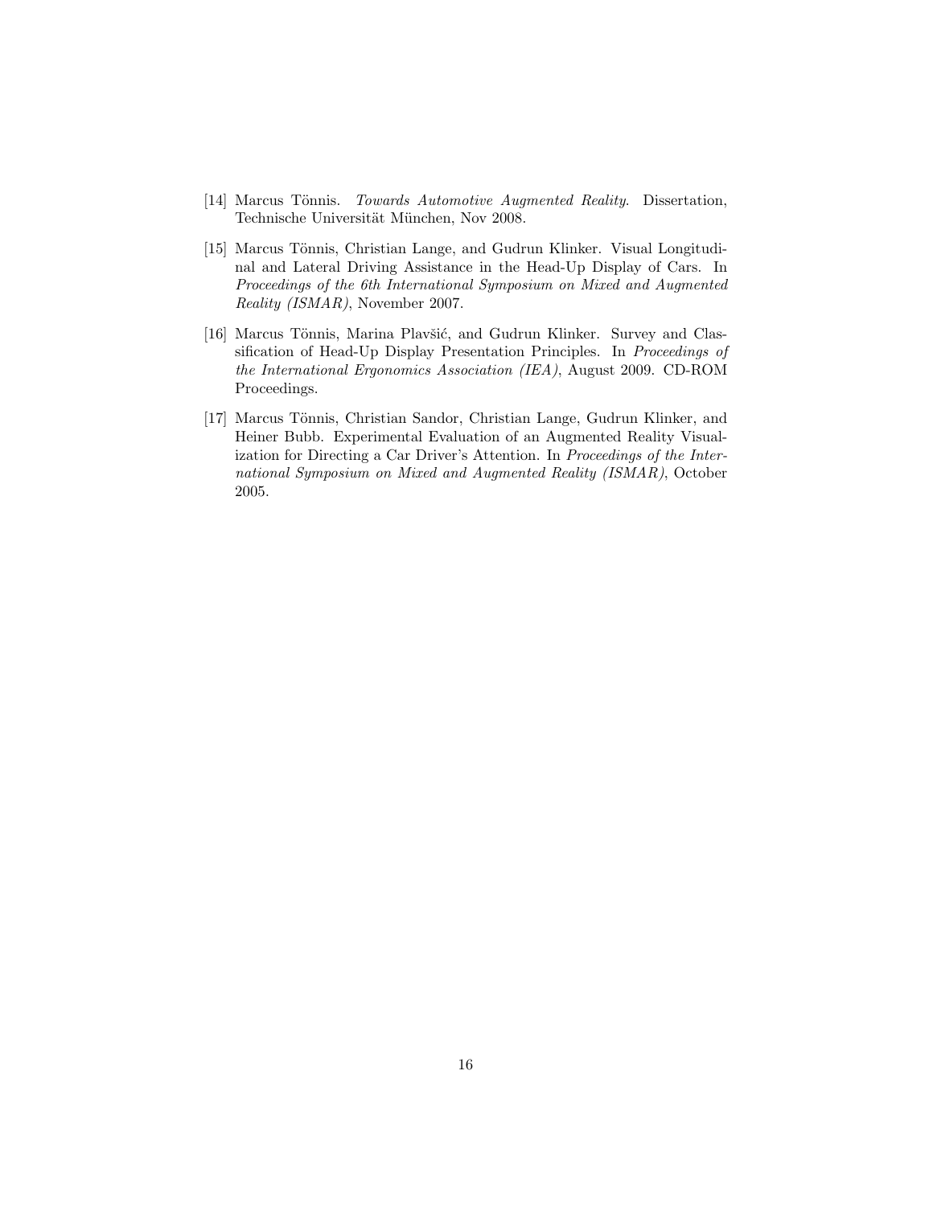[14] Marcus Tönnis. *Towards Automotive Augmented Reality*. Dissertation, Technische Universität München, Nov 2008.

[15] Marcus Tönnis, Christian Lange, and Gudrun Klinker. Visual Longitudinal and Lateral Driving Assistance in the Head-Up Display of Cars. In *Proceedings of the 6th International Symposium on Mixed and Augmented Reality (ISMAR)*, November 2007.

[16] Marcus Tönnis, Marina Plavšić, and Gudrun Klinker. Survey and Classification of Head-Up Display Presentation Principles. In *Proceedings of the International Ergonomics Association (IEA)*, August 2009. CD-ROM Proceedings.

[17] Marcus Tönnis, Christian Sandor, Christian Lange, Gudrun Klinker, and Heiner Bubb. Experimental Evaluation of an Augmented Reality Visualization for Directing a Car Driver's Attention. In *Proceedings of the International Symposium on Mixed and Augmented Reality (ISMAR)*, October 2005.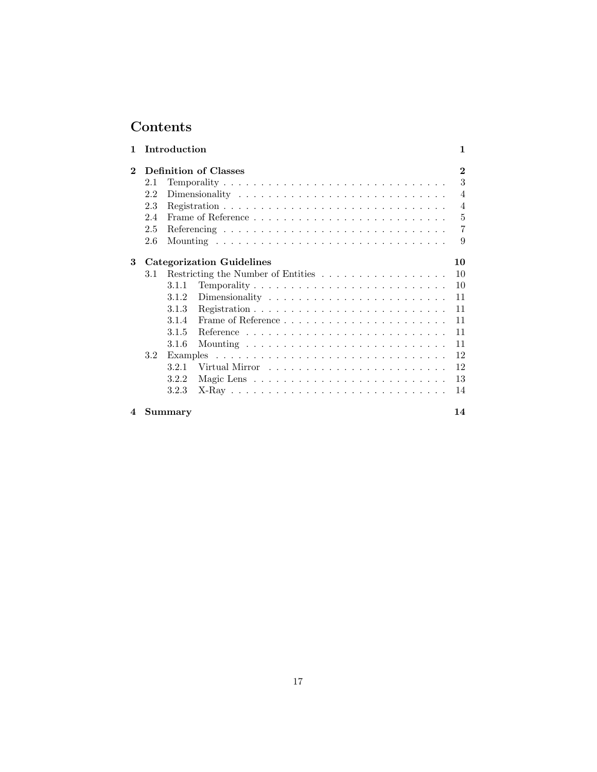# Contents

**1 Introduction** **1**

**2 Definition of Classes** **2**

- 2.1 Temporality . . . . . . . . . . . . . . . . . . . . . . . . . . . . . . 3
- 2.2 Dimensionality . . . . . . . . . . . . . . . . . . . . . . . . . . . . 4
- 2.3 Registration . . . . . . . . . . . . . . . . . . . . . . . . . . . . . . 4
- 2.4 Frame of Reference . . . . . . . . . . . . . . . . . . . . . . . . . . 5
- 2.5 Referencing . . . . . . . . . . . . . . . . . . . . . . . . . . . . . . 7
- 2.6 Mounting . . . . . . . . . . . . . . . . . . . . . . . . . . . . . . . 9

**3 Categorization Guidelines** **10**

- 3.1 Restricting the Number of Entities . . . . . . . . . . . . . . . . . 10
  - 3.1.1 Temporality . . . . . . . . . . . . . . . . . . . . . . . . . . 10
  - 3.1.2 Dimensionality . . . . . . . . . . . . . . . . . . . . . . . . 11
  - 3.1.3 Registration . . . . . . . . . . . . . . . . . . . . . . . . . . 11
  - 3.1.4 Frame of Reference . . . . . . . . . . . . . . . . . . . . . . 11
  - 3.1.5 Reference . . . . . . . . . . . . . . . . . . . . . . . . . . . 11
  - 3.1.6 Mounting . . . . . . . . . . . . . . . . . . . . . . . . . . . 11
- 3.2 Examples . . . . . . . . . . . . . . . . . . . . . . . . . . . . . . . 12
  - 3.2.1 Virtual Mirror . . . . . . . . . . . . . . . . . . . . . . . . 12
  - 3.2.2 Magic Lens . . . . . . . . . . . . . . . . . . . . . . . . . . 13
  - 3.2.3 X-Ray . . . . . . . . . . . . . . . . . . . . . . . . . . . . . 14

**4 Summary** **14**